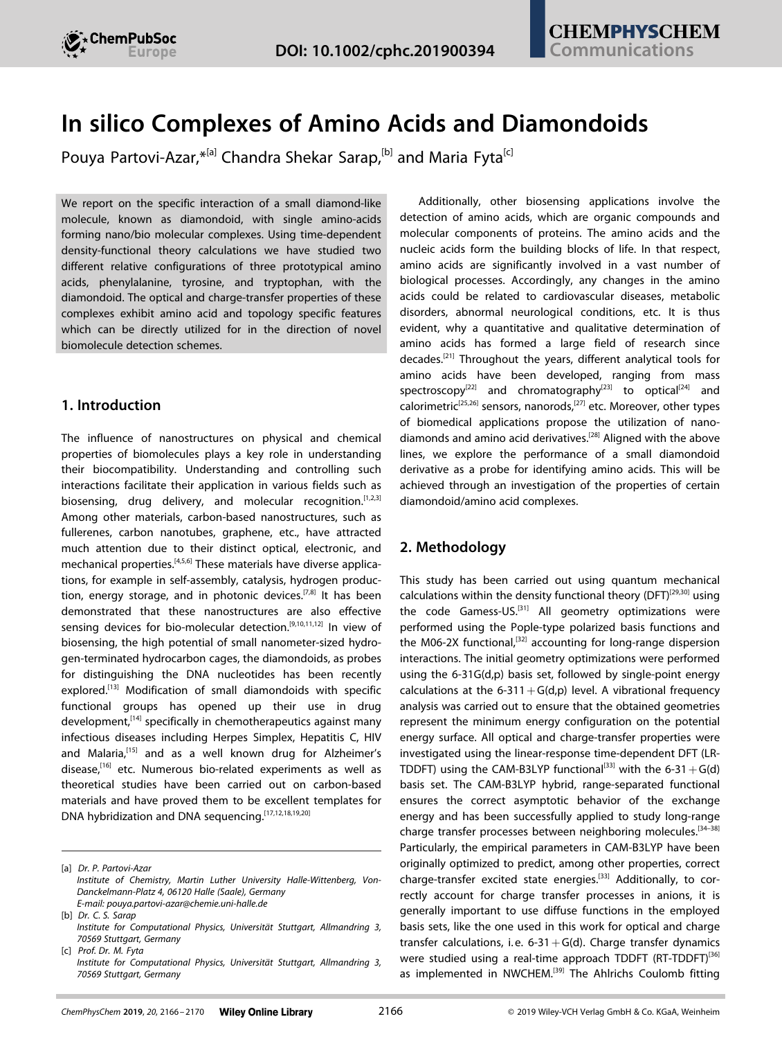# In silico Complexes of Amino Acids and Diamondoids

Pouya Partovi-Azar,*[a] Chandra Shekar Sarap,[b] and Maria Fyta[c]

We report on the specific interaction of a small diamond-like molecule, known as diamondoid, with single amino-acids forming nano/bio molecular complexes. Using time-dependent density-functional theory calculations we have studied two different relative configurations of three prototypical amino acids, phenylalanine, tyrosine, and tryptophan, with the diamondoid. The optical and charge-transfer properties of these complexes exhibit amino acid and topology specific features which can be directly utilized for in the direction of novel biomolecule detection schemes.

## 1. Introduction

The influence of nanostructures on physical and chemical properties of biomolecules plays a key role in understanding their biocompatibility. Understanding and controlling such interactions facilitate their application in various fields such as biosensing, drug delivery, and molecular recognition.[1,2,3] Among other materials, carbon-based nanostructures, such as fullerenes, carbon nanotubes, graphene, etc., have attracted much attention due to their distinct optical, electronic, and mechanical properties.[4,5,6] These materials have diverse applications, for example in self-assembly, catalysis, hydrogen production, energy storage, and in photonic devices.[7,8] It has been demonstrated that these nanostructures are also effective sensing devices for bio-molecular detection.[9,10,11,12] In view of biosensing, the high potential of small nanometer-sized hydrogen-terminated hydrocarbon cages, the diamondoids, as probes for distinguishing the DNA nucleotides has been recently explored.[13] Modification of small diamondoids with specific functional groups has opened up their use in drug development,[14] specifically in chemotherapeutics against many infectious diseases including Herpes Simplex, Hepatitis C, HIV and Malaria,[15] and as a well known drug for Alzheimer's disease,[16] etc. Numerous bio-related experiments as well as theoretical studies have been carried out on carbon-based materials and have proved them to be excellent templates for DNA hybridization and DNA sequencing.[17,12,18,19,20]

Additionally, other biosensing applications involve the detection of amino acids, which are organic compounds and molecular components of proteins. The amino acids and the nucleic acids form the building blocks of life. In that respect, amino acids are significantly involved in a vast number of biological processes. Accordingly, any changes in the amino acids could be related to cardiovascular diseases, metabolic disorders, abnormal neurological conditions, etc. It is thus evident, why a quantitative and qualitative determination of amino acids has formed a large field of research since decades.[21] Throughout the years, different analytical tools for amino acids have been developed, ranging from mass spectroscopy[22] and chromatography[23] to optical[24] and calorimetric[25,26] sensors, nanorods,[27] etc. Moreover, other types of biomedical applications propose the utilization of nanodiamonds and amino acid derivatives.[28] Aligned with the above lines, we explore the performance of a small diamondoid derivative as a probe for identifying amino acids. This will be achieved through an investigation of the properties of certain diamondoid/amino acid complexes.

## 2. Methodology

This study has been carried out using quantum mechanical calculations within the density functional theory (DFT)[29,30] using the code Gamess-US.[31] All geometry optimizations were performed using the Pople-type polarized basis functions and the M06-2X functional,[32] accounting for long-range dispersion interactions. The initial geometry optimizations were performed using the 6-31G(d,p) basis set, followed by single-point energy calculations at the 6-311+G(d,p) level. A vibrational frequency analysis was carried out to ensure that the obtained geometries represent the minimum energy configuration on the potential energy surface. All optical and charge-transfer properties were investigated using the linear-response time-dependent DFT (LR-TDDFT) using the CAM-B3LYP functional[33] with the 6-31+G(d) basis set. The CAM-B3LYP hybrid, range-separated functional ensures the correct asymptotic behavior of the exchange energy and has been successfully applied to study long-range charge transfer processes between neighboring molecules.[34–38] Particularly, the empirical parameters in CAM-B3LYP have been originally optimized to predict, among other properties, correct charge-transfer excited state energies.[33] Additionally, to correctly account for charge transfer processes in anions, it is generally important to use diffuse functions in the employed basis sets, like the one used in this work for optical and charge transfer calculations, i.e. 6-31+G(d). Charge transfer dynamics were studied using a real-time approach TDDFT (RT-TDDFT)[36] as implemented in NWCHEM.[39] The Ahlrichs Coulomb fitting

---

[a] Dr. P. Partovi-Azar
Institute of Chemistry, Martin Luther University Halle-Wittenberg, Von-Danckelmann-Platz 4, 06120 Halle (Saale), Germany
E-mail: pouya.partovi-azar@chemie.uni-halle.de

[b] Dr. C. S. Sarap
Institute for Computational Physics, Universität Stuttgart, Allmandring 3, 70569 Stuttgart, Germany

[c] Prof. Dr. M. Fyta
Institute for Computational Physics, Universität Stuttgart, Allmandring 3, 70569 Stuttgart, Germany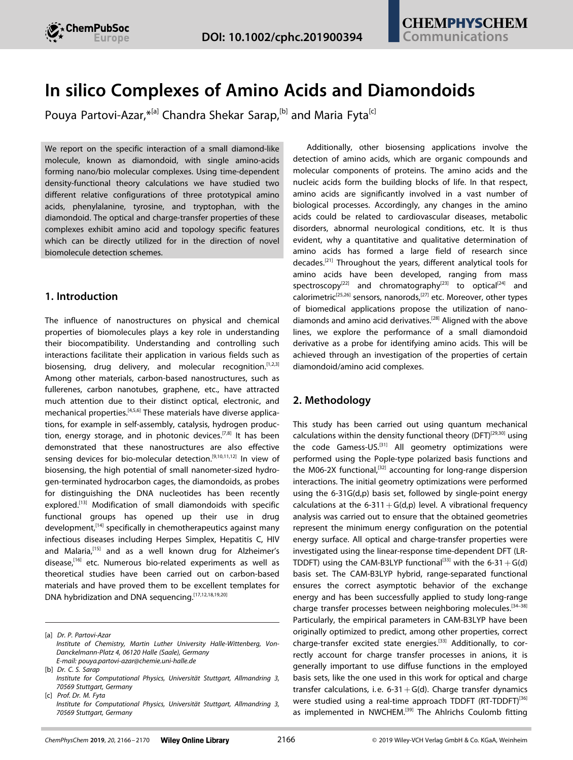# In silico Complexes of Amino Acids and Diamondoids

Pouya Partovi-Azar,*[a] Chandra Shekar Sarap,[b] and Maria Fyta[c]

We report on the specific interaction of a small diamond-like molecule, known as diamondoid, with single amino-acids forming nano/bio molecular complexes. Using time-dependent density-functional theory calculations we have studied two different relative configurations of three prototypical amino acids, phenylalanine, tyrosine, and tryptophan, with the diamondoid. The optical and charge-transfer properties of these complexes exhibit amino acid and topology specific features which can be directly utilized for in the direction of novel biomolecule detection schemes.

## 1. Introduction

The influence of nanostructures on physical and chemical properties of biomolecules plays a key role in understanding their biocompatibility. Understanding and controlling such interactions facilitate their application in various fields such as biosensing, drug delivery, and molecular recognition.[1,2,3] Among other materials, carbon-based nanostructures, such as fullerenes, carbon nanotubes, graphene, etc., have attracted much attention due to their distinct optical, electronic, and mechanical properties.[4,5,6] These materials have diverse applications, for example in self-assembly, catalysis, hydrogen production, energy storage, and in photonic devices.[7,8] It has been demonstrated that these nanostructures are also effective sensing devices for bio-molecular detection.[9,10,11,12] In view of biosensing, the high potential of small nanometer-sized hydrogen-terminated hydrocarbon cages, the diamondoids, as probes for distinguishing the DNA nucleotides has been recently explored.[13] Modification of small diamondoids with specific functional groups has opened up their use in drug development,[14] specifically in chemotherapeutics against many infectious diseases including Herpes Simplex, Hepatitis C, HIV and Malaria,[15] and as a well known drug for Alzheimer's disease,[16] etc. Numerous bio-related experiments as well as theoretical studies have been carried out on carbon-based materials and have proved them to be excellent templates for DNA hybridization and DNA sequencing.[17,12,18,19,20]

Additionally, other biosensing applications involve the detection of amino acids, which are organic compounds and molecular components of proteins. The amino acids and the nucleic acids form the building blocks of life. In that respect, amino acids are significantly involved in a vast number of biological processes. Accordingly, any changes in the amino acids could be related to cardiovascular diseases, metabolic disorders, abnormal neurological conditions, etc. It is thus evident, why a quantitative and qualitative determination of amino acids has formed a large field of research since decades.[21] Throughout the years, different analytical tools for amino acids have been developed, ranging from mass spectroscopy[22] and chromatography[23] to optical[24] and calorimetric[25,26] sensors, nanorods,[27] etc. Moreover, other types of biomedical applications propose the utilization of nanodiamonds and amino acid derivatives.[28] Aligned with the above lines, we explore the performance of a small diamondoid derivative as a probe for identifying amino acids. This will be achieved through an investigation of the properties of certain diamondoid/amino acid complexes.

## 2. Methodology

This study has been carried out using quantum mechanical calculations within the density functional theory (DFT)[29,30] using the code Gamess-US.[31] All geometry optimizations were performed using the Pople-type polarized basis functions and the M06-2X functional,[32] accounting for long-range dispersion interactions. The initial geometry optimizations were performed using the 6-31G(d,p) basis set, followed by single-point energy calculations at the 6-311+G(d,p) level. A vibrational frequency analysis was carried out to ensure that the obtained geometries represent the minimum energy configuration on the potential energy surface. All optical and charge-transfer properties were investigated using the linear-response time-dependent DFT (LR-TDDFT) using the CAM-B3LYP functional[33] with the 6-31+G(d) basis set. The CAM-B3LYP hybrid, range-separated functional ensures the correct asymptotic behavior of the exchange energy and has been successfully applied to study long-range charge transfer processes between neighboring molecules.[34–38] Particularly, the empirical parameters in CAM-B3LYP have been originally optimized to predict, among other properties, correct charge-transfer excited state energies.[33] Additionally, to correctly account for charge transfer processes in anions, it is generally important to use diffuse functions in the employed basis sets, like the one used in this work for optical and charge transfer calculations, i.e. 6-31+G(d). Charge transfer dynamics were studied using a real-time approach TDDFT (RT-TDDFT)[36] as implemented in NWCHEM.[39] The Ahlrichs Coulomb fitting

[a] Dr. P. Partovi-Azar
Institute of Chemistry, Martin Luther University Halle-Wittenberg, Von-Danckelmann-Platz 4, 06120 Halle (Saale), Germany
E-mail: pouya.partovi-azar@chemie.uni-halle.de

[b] Dr. C. S. Sarap
Institute for Computational Physics, Universität Stuttgart, Allmandring 3, 70569 Stuttgart, Germany

[c] Prof. Dr. M. Fyta
Institute for Computational Physics, Universität Stuttgart, Allmandring 3, 70569 Stuttgart, Germany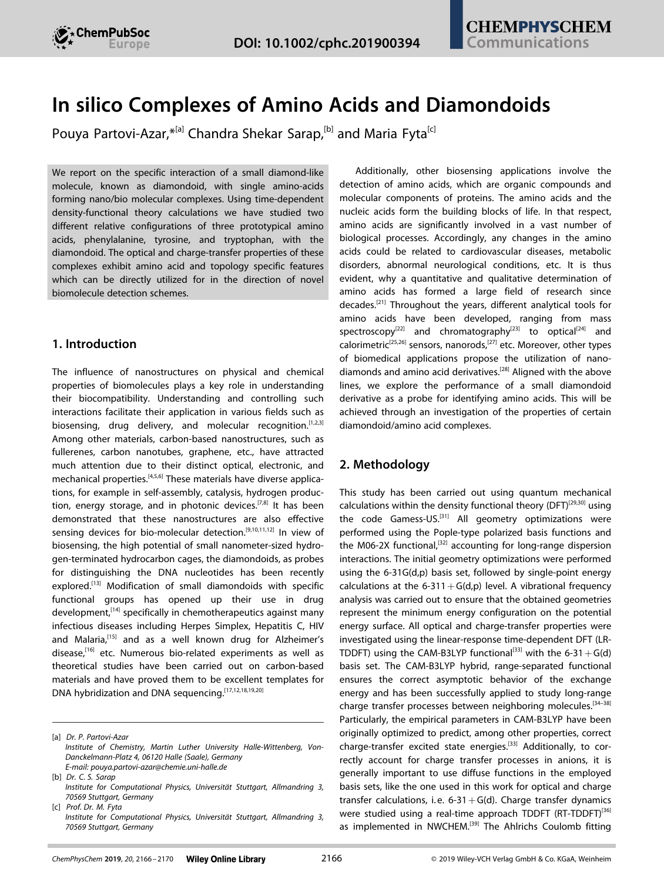# In silico Complexes of Amino Acids and Diamondoids

Pouya Partovi-Azar,*[a] Chandra Shekar Sarap,[b] and Maria Fyta[c]

We report on the specific interaction of a small diamond-like molecule, known as diamondoid, with single amino-acids forming nano/bio molecular complexes. Using time-dependent density-functional theory calculations we have studied two different relative configurations of three prototypical amino acids, phenylalanine, tyrosine, and tryptophan, with the diamondoid. The optical and charge-transfer properties of these complexes exhibit amino acid and topology specific features which can be directly utilized for in the direction of novel biomolecule detection schemes.

## 1. Introduction

The influence of nanostructures on physical and chemical properties of biomolecules plays a key role in understanding their biocompatibility. Understanding and controlling such interactions facilitate their application in various fields such as biosensing, drug delivery, and molecular recognition.[1,2,3] Among other materials, carbon-based nanostructures, such as fullerenes, carbon nanotubes, graphene, etc., have attracted much attention due to their distinct optical, electronic, and mechanical properties.[4,5,6] These materials have diverse applications, for example in self-assembly, catalysis, hydrogen production, energy storage, and in photonic devices.[7,8] It has been demonstrated that these nanostructures are also effective sensing devices for bio-molecular detection.[9,10,11,12] In view of biosensing, the high potential of small nanometer-sized hydrogen-terminated hydrocarbon cages, the diamondoids, as probes for distinguishing the DNA nucleotides has been recently explored.[13] Modification of small diamondoids with specific functional groups has opened up their use in drug development,[14] specifically in chemotherapeutics against many infectious diseases including Herpes Simplex, Hepatitis C, HIV and Malaria,[15] and as a well known drug for Alzheimer's disease,[16] etc. Numerous bio-related experiments as well as theoretical studies have been carried out on carbon-based materials and have proved them to be excellent templates for DNA hybridization and DNA sequencing.[17,12,18,19,20]

Additionally, other biosensing applications involve the detection of amino acids, which are organic compounds and molecular components of proteins. The amino acids and the nucleic acids form the building blocks of life. In that respect, amino acids are significantly involved in a vast number of biological processes. Accordingly, any changes in the amino acids could be related to cardiovascular diseases, metabolic disorders, abnormal neurological conditions, etc. It is thus evident, why a quantitative and qualitative determination of amino acids has formed a large field of research since decades.[21] Throughout the years, different analytical tools for amino acids have been developed, ranging from mass spectroscopy[22] and chromatography[23] to optical[24] and calorimetric[25,26] sensors, nanorods,[27] etc. Moreover, other types of biomedical applications propose the utilization of nanodiamonds and amino acid derivatives.[28] Aligned with the above lines, we explore the performance of a small diamondoid derivative as a probe for identifying amino acids. This will be achieved through an investigation of the properties of certain diamondoid/amino acid complexes.

## 2. Methodology

This study has been carried out using quantum mechanical calculations within the density functional theory (DFT)[29,30] using the code Gamess-US.[31] All geometry optimizations were performed using the Pople-type polarized basis functions and the M06-2X functional,[32] accounting for long-range dispersion interactions. The initial geometry optimizations were performed using the 6-31G(d,p) basis set, followed by single-point energy calculations at the 6-311+G(d,p) level. A vibrational frequency analysis was carried out to ensure that the obtained geometries represent the minimum energy configuration on the potential energy surface. All optical and charge-transfer properties were investigated using the linear-response time-dependent DFT (LR-TDDFT) using the CAM-B3LYP functional[33] with the 6-31+G(d) basis set. The CAM-B3LYP hybrid, range-separated functional ensures the correct asymptotic behavior of the exchange energy and has been successfully applied to study long-range charge transfer processes between neighboring molecules.[34–38] Particularly, the empirical parameters in CAM-B3LYP have been originally optimized to predict, among other properties, correct charge-transfer excited state energies.[33] Additionally, to correctly account for charge transfer processes in anions, it is generally important to use diffuse functions in the employed basis sets, like the one used in this work for optical and charge transfer calculations, i.e. 6-31+G(d). Charge transfer dynamics were studied using a real-time approach TDDFT (RT-TDDFT)[36] as implemented in NWCHEM.[39] The Ahlrichs Coulomb fitting

[a] Dr. P. Partovi-Azar
Institute of Chemistry, Martin Luther University Halle-Wittenberg, Von-Danckelmann-Platz 4, 06120 Halle (Saale), Germany
E-mail: pouya.partovi-azar@chemie.uni-halle.de

[b] Dr. C. S. Sarap
Institute for Computational Physics, Universität Stuttgart, Allmandring 3, 70569 Stuttgart, Germany

[c] Prof. Dr. M. Fyta
Institute for Computational Physics, Universität Stuttgart, Allmandring 3, 70569 Stuttgart, Germany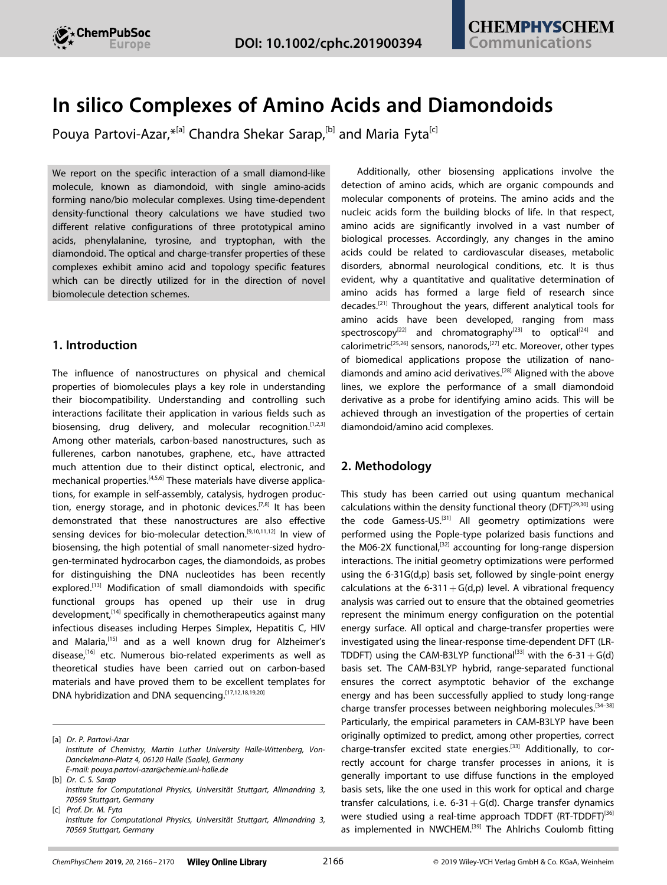# In silico Complexes of Amino Acids and Diamondoids

Pouya Partovi-Azar,*[a] Chandra Shekar Sarap,[b] and Maria Fyta[c]

We report on the specific interaction of a small diamond-like molecule, known as diamondoid, with single amino-acids forming nano/bio molecular complexes. Using time-dependent density-functional theory calculations we have studied two different relative configurations of three prototypical amino acids, phenylalanine, tyrosine, and tryptophan, with the diamondoid. The optical and charge-transfer properties of these complexes exhibit amino acid and topology specific features which can be directly utilized for in the direction of novel biomolecule detection schemes.

## 1. Introduction

The influence of nanostructures on physical and chemical properties of biomolecules plays a key role in understanding their biocompatibility. Understanding and controlling such interactions facilitate their application in various fields such as biosensing, drug delivery, and molecular recognition.[1,2,3] Among other materials, carbon-based nanostructures, such as fullerenes, carbon nanotubes, graphene, etc., have attracted much attention due to their distinct optical, electronic, and mechanical properties.[4,5,6] These materials have diverse applications, for example in self-assembly, catalysis, hydrogen production, energy storage, and in photonic devices.[7,8] It has been demonstrated that these nanostructures are also effective sensing devices for bio-molecular detection.[9,10,11,12] In view of biosensing, the high potential of small nanometer-sized hydrogen-terminated hydrocarbon cages, the diamondoids, as probes for distinguishing the DNA nucleotides has been recently explored.[13] Modification of small diamondoids with specific functional groups has opened up their use in drug development,[14] specifically in chemotherapeutics against many infectious diseases including Herpes Simplex, Hepatitis C, HIV and Malaria,[15] and as a well known drug for Alzheimer's disease,[16] etc. Numerous bio-related experiments as well as theoretical studies have been carried out on carbon-based materials and have proved them to be excellent templates for DNA hybridization and DNA sequencing.[17,12,18,19,20]

Additionally, other biosensing applications involve the detection of amino acids, which are organic compounds and molecular components of proteins. The amino acids and the nucleic acids form the building blocks of life. In that respect, amino acids are significantly involved in a vast number of biological processes. Accordingly, any changes in the amino acids could be related to cardiovascular diseases, metabolic disorders, abnormal neurological conditions, etc. It is thus evident, why a quantitative and qualitative determination of amino acids has formed a large field of research since decades.[21] Throughout the years, different analytical tools for amino acids have been developed, ranging from mass spectroscopy[22] and chromatography[23] to optical[24] and calorimetric[25,26] sensors, nanorods,[27] etc. Moreover, other types of biomedical applications propose the utilization of nanodiamonds and amino acid derivatives.[28] Aligned with the above lines, we explore the performance of a small diamondoid derivative as a probe for identifying amino acids. This will be achieved through an investigation of the properties of certain diamondoid/amino acid complexes.

## 2. Methodology

This study has been carried out using quantum mechanical calculations within the density functional theory (DFT)[29,30] using the code Gamess-US.[31] All geometry optimizations were performed using the Pople-type polarized basis functions and the M06-2X functional,[32] accounting for long-range dispersion interactions. The initial geometry optimizations were performed using the 6-31G(d,p) basis set, followed by single-point energy calculations at the 6-311+G(d,p) level. A vibrational frequency analysis was carried out to ensure that the obtained geometries represent the minimum energy configuration on the potential energy surface. All optical and charge-transfer properties were investigated using the linear-response time-dependent DFT (LR-TDDFT) using the CAM-B3LYP functional[33] with the 6-31+G(d) basis set. The CAM-B3LYP hybrid, range-separated functional ensures the correct asymptotic behavior of the exchange energy and has been successfully applied to study long-range charge transfer processes between neighboring molecules.[34–38] Particularly, the empirical parameters in CAM-B3LYP have been originally optimized to predict, among other properties, correct charge-transfer excited state energies.[33] Additionally, to correctly account for charge transfer processes in anions, it is generally important to use diffuse functions in the employed basis sets, like the one used in this work for optical and charge transfer calculations, i.e. 6-31+G(d). Charge transfer dynamics were studied using a real-time approach TDDFT (RT-TDDFT)[36] as implemented in NWCHEM.[39] The Ahlrichs Coulomb fitting

[a] Dr. P. Partovi-Azar
Institute of Chemistry, Martin Luther University Halle-Wittenberg, Von-Danckelmann-Platz 4, 06120 Halle (Saale), Germany
E-mail: pouya.partovi-azar@chemie.uni-halle.de

[b] Dr. C. S. Sarap
Institute for Computational Physics, Universität Stuttgart, Allmandring 3, 70569 Stuttgart, Germany

[c] Prof. Dr. M. Fyta
Institute for Computational Physics, Universität Stuttgart, Allmandring 3, 70569 Stuttgart, Germany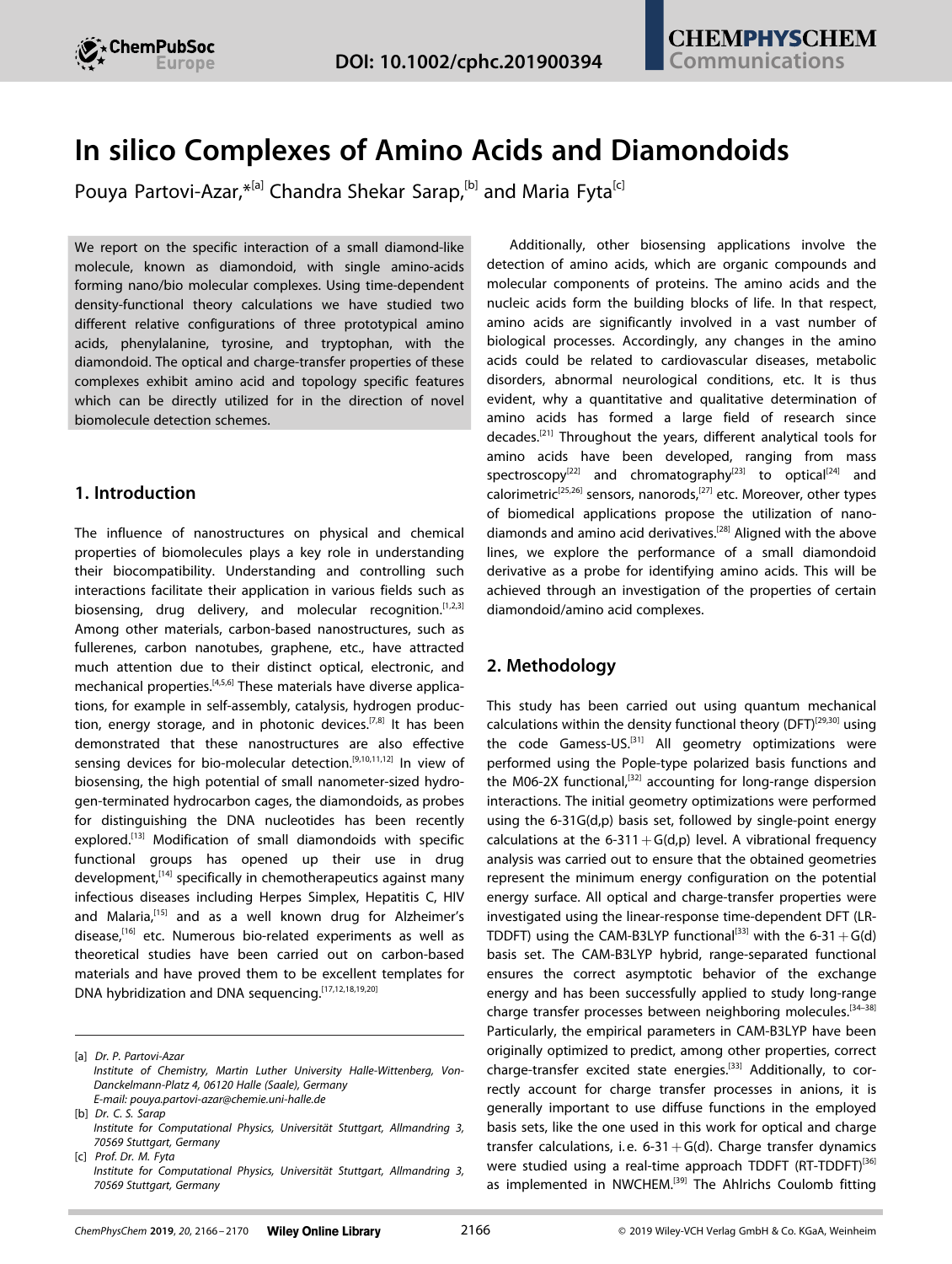# In silico Complexes of Amino Acids and Diamondoids

Pouya Partovi-Azar,*[a] Chandra Shekar Sarap,[b] and Maria Fyta[c]

We report on the specific interaction of a small diamond-like molecule, known as diamondoid, with single amino-acids forming nano/bio molecular complexes. Using time-dependent density-functional theory calculations we have studied two different relative configurations of three prototypical amino acids, phenylalanine, tyrosine, and tryptophan, with the diamondoid. The optical and charge-transfer properties of these complexes exhibit amino acid and topology specific features which can be directly utilized for in the direction of novel biomolecule detection schemes.

## 1. Introduction

The influence of nanostructures on physical and chemical properties of biomolecules plays a key role in understanding their biocompatibility. Understanding and controlling such interactions facilitate their application in various fields such as biosensing, drug delivery, and molecular recognition.[1,2,3] Among other materials, carbon-based nanostructures, such as fullerenes, carbon nanotubes, graphene, etc., have attracted much attention due to their distinct optical, electronic, and mechanical properties.[4,5,6] These materials have diverse applications, for example in self-assembly, catalysis, hydrogen production, energy storage, and in photonic devices.[7,8] It has been demonstrated that these nanostructures are also effective sensing devices for bio-molecular detection.[9,10,11,12] In view of biosensing, the high potential of small nanometer-sized hydrogen-terminated hydrocarbon cages, the diamondoids, as probes for distinguishing the DNA nucleotides has been recently explored.[13] Modification of small diamondoids with specific functional groups has opened up their use in drug development,[14] specifically in chemotherapeutics against many infectious diseases including Herpes Simplex, Hepatitis C, HIV and Malaria,[15] and as a well known drug for Alzheimer's disease,[16] etc. Numerous bio-related experiments as well as theoretical studies have been carried out on carbon-based materials and have proved them to be excellent templates for DNA hybridization and DNA sequencing.[17,12,18,19,20]

Additionally, other biosensing applications involve the detection of amino acids, which are organic compounds and molecular components of proteins. The amino acids and the nucleic acids form the building blocks of life. In that respect, amino acids are significantly involved in a vast number of biological processes. Accordingly, any changes in the amino acids could be related to cardiovascular diseases, metabolic disorders, abnormal neurological conditions, etc. It is thus evident, why a quantitative and qualitative determination of amino acids has formed a large field of research since decades.[21] Throughout the years, different analytical tools for amino acids have been developed, ranging from mass spectroscopy[22] and chromatography[23] to optical[24] and calorimetric[25,26] sensors, nanorods,[27] etc. Moreover, other types of biomedical applications propose the utilization of nanodiamonds and amino acid derivatives.[28] Aligned with the above lines, we explore the performance of a small diamondoid derivative as a probe for identifying amino acids. This will be achieved through an investigation of the properties of certain diamondoid/amino acid complexes.

## 2. Methodology

This study has been carried out using quantum mechanical calculations within the density functional theory (DFT)[29,30] using the code Gamess-US.[31] All geometry optimizations were performed using the Pople-type polarized basis functions and the M06-2X functional,[32] accounting for long-range dispersion interactions. The initial geometry optimizations were performed using the 6-31G(d,p) basis set, followed by single-point energy calculations at the 6-311+G(d,p) level. A vibrational frequency analysis was carried out to ensure that the obtained geometries represent the minimum energy configuration on the potential energy surface. All optical and charge-transfer properties were investigated using the linear-response time-dependent DFT (LR-TDDFT) using the CAM-B3LYP functional[33] with the 6-31+G(d) basis set. The CAM-B3LYP hybrid, range-separated functional ensures the correct asymptotic behavior of the exchange energy and has been successfully applied to study long-range charge transfer processes between neighboring molecules.[34–38] Particularly, the empirical parameters in CAM-B3LYP have been originally optimized to predict, among other properties, correct charge-transfer excited state energies.[33] Additionally, to correctly account for charge transfer processes in anions, it is generally important to use diffuse functions in the employed basis sets, like the one used in this work for optical and charge transfer calculations, i.e. 6-31+G(d). Charge transfer dynamics were studied using a real-time approach TDDFT (RT-TDDFT)[36] as implemented in NWCHEM.[39] The Ahlrichs Coulomb fitting

[a] Dr. P. Partovi-Azar
Institute of Chemistry, Martin Luther University Halle-Wittenberg, Von-Danckelmann-Platz 4, 06120 Halle (Saale), Germany
E-mail: pouya.partovi-azar@chemie.uni-halle.de

[b] Dr. C. S. Sarap
Institute for Computational Physics, Universität Stuttgart, Allmandring 3, 70569 Stuttgart, Germany

[c] Prof. Dr. M. Fyta
Institute for Computational Physics, Universität Stuttgart, Allmandring 3, 70569 Stuttgart, Germany